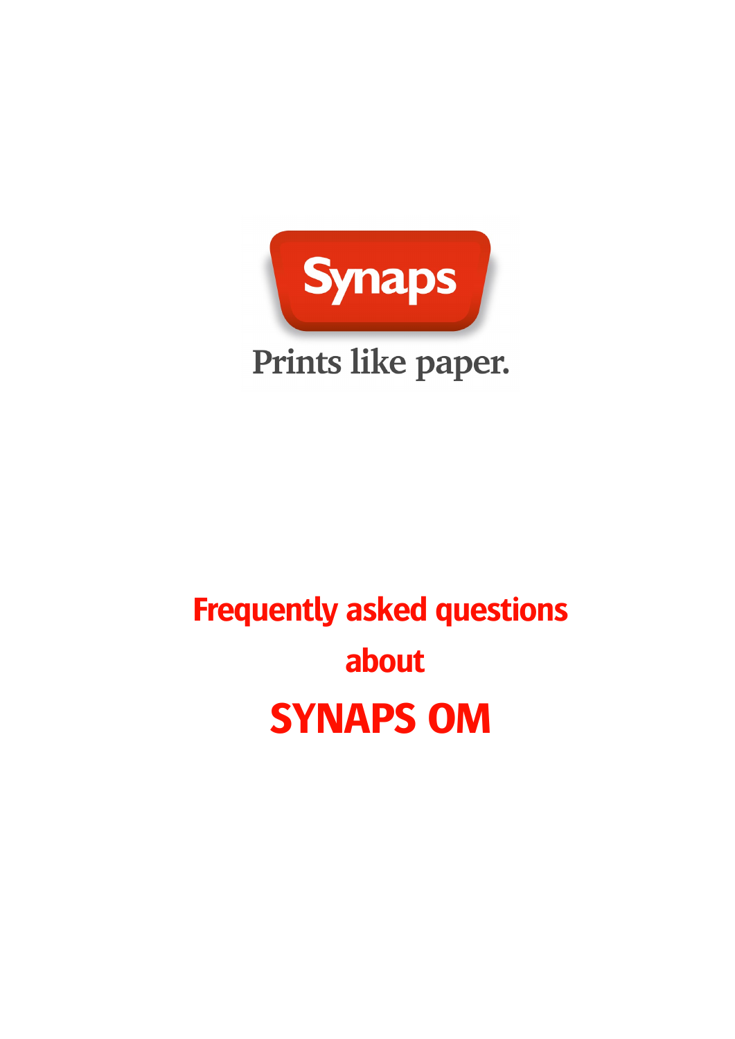Synaps

Prints like paper.

# Frequently asked questions about

# SYNAPS OM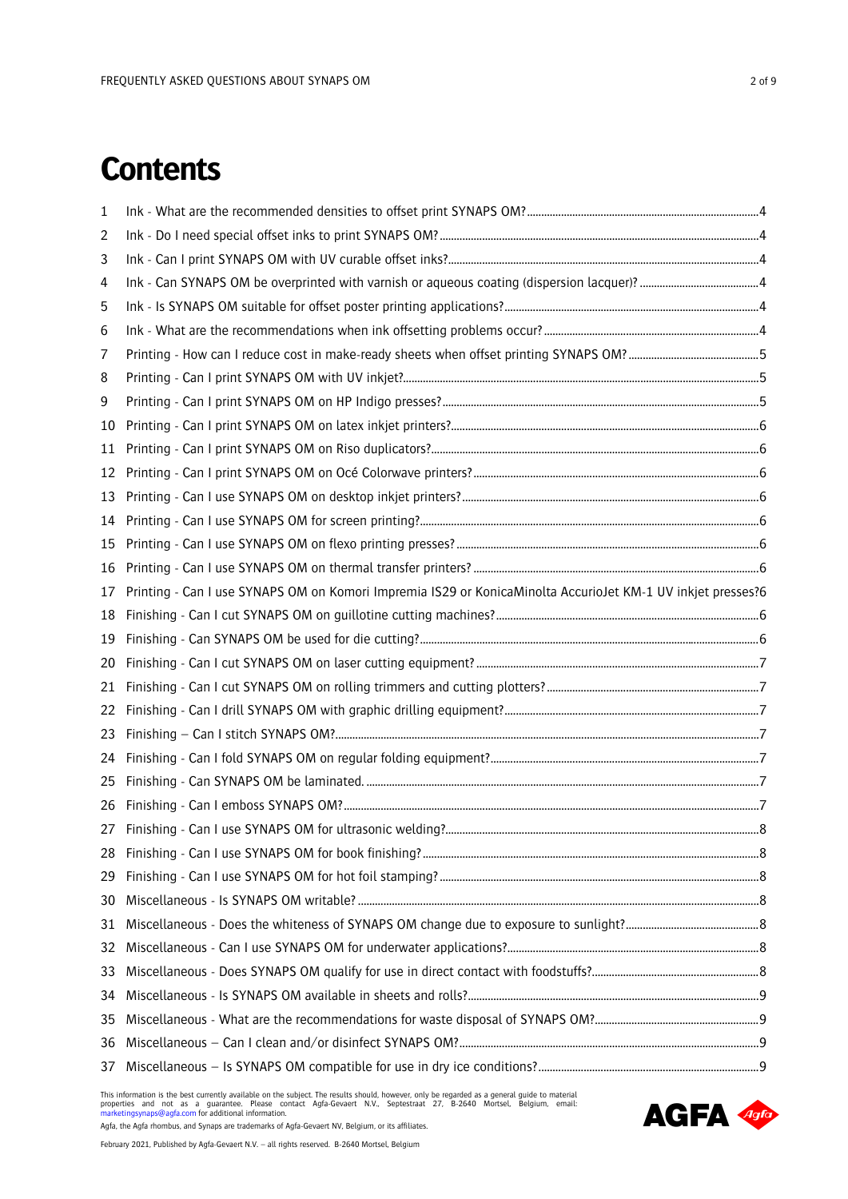# Contents

1 Ink - What are the recommended densities to offset print SYNAPS OM? 4
2 Ink - Do I need special offset inks to print SYNAPS OM? 4
3 Ink - Can I print SYNAPS OM with UV curable offset inks? 4
4 Ink - Can SYNAPS OM be overprinted with varnish or aqueous coating (dispersion lacquer)? 4
5 Ink - Is SYNAPS OM suitable for offset poster printing applications? 4
6 Ink - What are the recommendations when ink offsetting problems occur? 4
7 Printing - How can I reduce cost in make-ready sheets when offset printing SYNAPS OM? 5
8 Printing - Can I print SYNAPS OM with UV inkjet? 5
9 Printing - Can I print SYNAPS OM on HP Indigo presses? 5
10 Printing - Can I print SYNAPS OM on latex inkjet printers? 6
11 Printing - Can I print SYNAPS OM on Riso duplicators? 6
12 Printing - Can I print SYNAPS OM on Océ Colorwave printers? 6
13 Printing - Can I use SYNAPS OM on desktop inkjet printers? 6
14 Printing - Can I use SYNAPS OM for screen printing? 6
15 Printing - Can I use SYNAPS OM on flexo printing presses? 6
16 Printing - Can I use SYNAPS OM on thermal transfer printers? 6
17 Printing - Can I use SYNAPS OM on Komori Impremia IS29 or KonicaMinolta AccurioJet KM-1 UV inkjet presses? 6
18 Finishing - Can I cut SYNAPS OM on guillotine cutting machines? 6
19 Finishing - Can SYNAPS OM be used for die cutting? 6
20 Finishing - Can I cut SYNAPS OM on laser cutting equipment? 7
21 Finishing - Can I cut SYNAPS OM on rolling trimmers and cutting plotters? 7
22 Finishing - Can I drill SYNAPS OM with graphic drilling equipment? 7
23 Finishing – Can I stitch SYNAPS OM? 7
24 Finishing - Can I fold SYNAPS OM on regular folding equipment? 7
25 Finishing - Can SYNAPS OM be laminated. 7
26 Finishing - Can I emboss SYNAPS OM? 7
27 Finishing - Can I use SYNAPS OM for ultrasonic welding? 8
28 Finishing - Can I use SYNAPS OM for book finishing? 8
29 Finishing - Can I use SYNAPS OM for hot foil stamping? 8
30 Miscellaneous - Is SYNAPS OM writable? 8
31 Miscellaneous - Does the whiteness of SYNAPS OM change due to exposure to sunlight? 8
32 Miscellaneous - Can I use SYNAPS OM for underwater applications? 8
33 Miscellaneous - Does SYNAPS OM qualify for use in direct contact with foodstuffs? 8
34 Miscellaneous - Is SYNAPS OM available in sheets and rolls? 9
35 Miscellaneous - What are the recommendations for waste disposal of SYNAPS OM? 9
36 Miscellaneous – Can I clean and/or disinfect SYNAPS OM? 9
37 Miscellaneous – Is SYNAPS OM compatible for use in dry ice conditions? 9

This information is the best currently available on the subject. The results should, however, only be regarded as a general guide to material properties and not as a guarantee. Please contact Agfa-Gevaert N.V., Septestraat 27, B-2640 Mortsel, Belgium, email: marketingsynaps@agfa.com for additional information.
Agfa, the Agfa rhombus, and Synaps are trademarks of Agfa-Gevaert NV, Belgium, or its affiliates.

February 2021, Published by Agfa-Gevaert N.V. – all rights reserved. B-2640 Mortsel, Belgium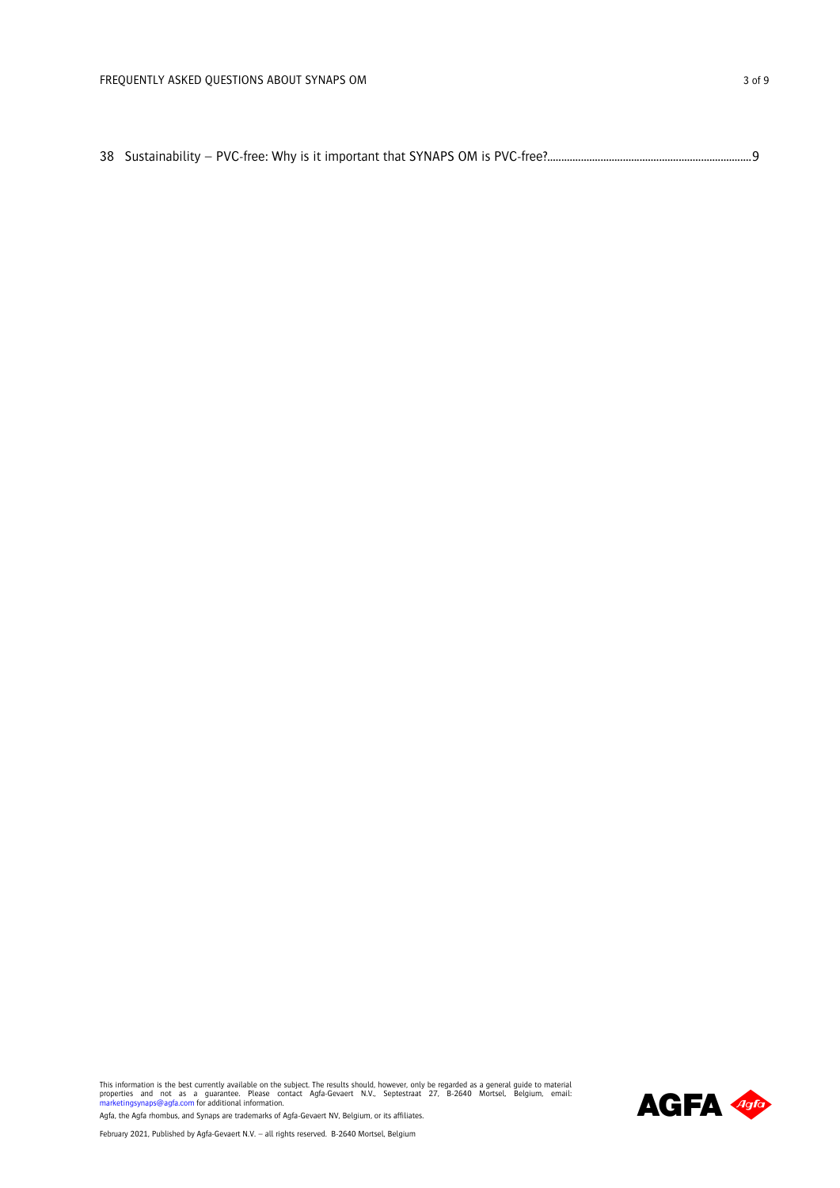38 Sustainability – PVC-free: Why is it important that SYNAPS OM is PVC-free?........................................................................9

This information is the best currently available on the subject. The results should, however, only be regarded as a general guide to material properties and not as a guarantee. Please contact Agfa-Gevaert N.V., Septestraat 27, B-2640 Mortsel, Belgium, email: marketingsynaps@agfa.com for additional information.

Agfa, the Agfa rhombus, and Synaps are trademarks of Agfa-Gevaert NV, Belgium, or its affiliates.

February 2021, Published by Agfa-Gevaert N.V. – all rights reserved. B-2640 Mortsel, Belgium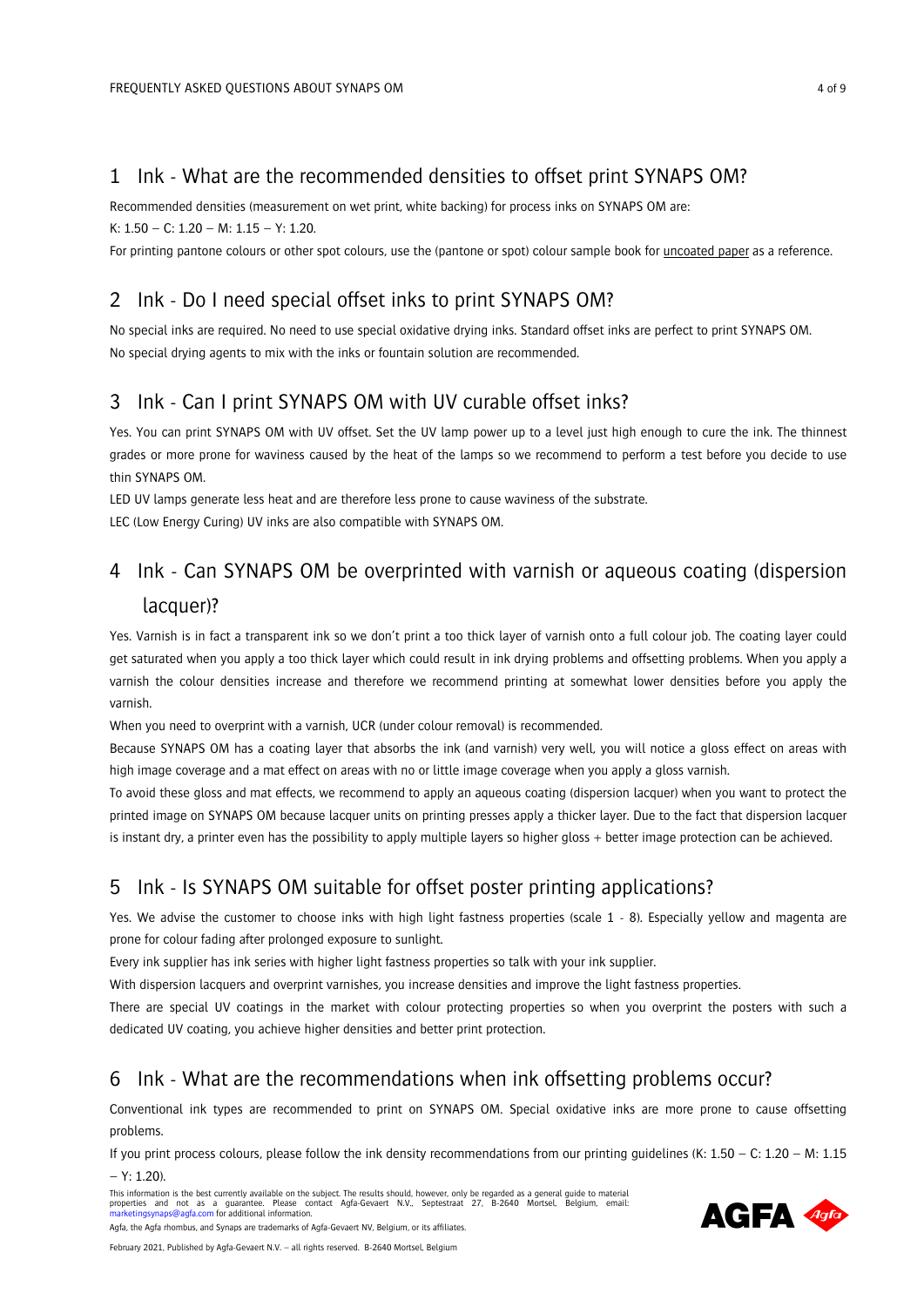## 1 Ink - What are the recommended densities to offset print SYNAPS OM?

Recommended densities (measurement on wet print, white backing) for process inks on SYNAPS OM are:

K: 1.50 – C: 1.20 – M: 1.15 – Y: 1.20.

For printing pantone colours or other spot colours, use the (pantone or spot) colour sample book for uncoated paper as a reference.

## 2 Ink - Do I need special offset inks to print SYNAPS OM?

No special inks are required. No need to use special oxidative drying inks. Standard offset inks are perfect to print SYNAPS OM.

No special drying agents to mix with the inks or fountain solution are recommended.

## 3 Ink - Can I print SYNAPS OM with UV curable offset inks?

Yes. You can print SYNAPS OM with UV offset. Set the UV lamp power up to a level just high enough to cure the ink. The thinnest grades or more prone for waviness caused by the heat of the lamps so we recommend to perform a test before you decide to use thin SYNAPS OM.

LED UV lamps generate less heat and are therefore less prone to cause waviness of the substrate.

LEC (Low Energy Curing) UV inks are also compatible with SYNAPS OM.

## 4 Ink - Can SYNAPS OM be overprinted with varnish or aqueous coating (dispersion lacquer)?

Yes. Varnish is in fact a transparent ink so we don't print a too thick layer of varnish onto a full colour job. The coating layer could get saturated when you apply a too thick layer which could result in ink drying problems and offsetting problems. When you apply a varnish the colour densities increase and therefore we recommend printing at somewhat lower densities before you apply the varnish.

When you need to overprint with a varnish, UCR (under colour removal) is recommended.

Because SYNAPS OM has a coating layer that absorbs the ink (and varnish) very well, you will notice a gloss effect on areas with high image coverage and a mat effect on areas with no or little image coverage when you apply a gloss varnish.

To avoid these gloss and mat effects, we recommend to apply an aqueous coating (dispersion lacquer) when you want to protect the printed image on SYNAPS OM because lacquer units on printing presses apply a thicker layer. Due to the fact that dispersion lacquer is instant dry, a printer even has the possibility to apply multiple layers so higher gloss + better image protection can be achieved.

## 5 Ink - Is SYNAPS OM suitable for offset poster printing applications?

Yes. We advise the customer to choose inks with high light fastness properties (scale 1 - 8). Especially yellow and magenta are prone for colour fading after prolonged exposure to sunlight.

Every ink supplier has ink series with higher light fastness properties so talk with your ink supplier.

With dispersion lacquers and overprint varnishes, you increase densities and improve the light fastness properties.

There are special UV coatings in the market with colour protecting properties so when you overprint the posters with such a dedicated UV coating, you achieve higher densities and better print protection.

## 6 Ink - What are the recommendations when ink offsetting problems occur?

Conventional ink types are recommended to print on SYNAPS OM. Special oxidative inks are more prone to cause offsetting problems.

If you print process colours, please follow the ink density recommendations from our printing guidelines (K: 1.50 – C: 1.20 – M: 1.15 – Y: 1.20).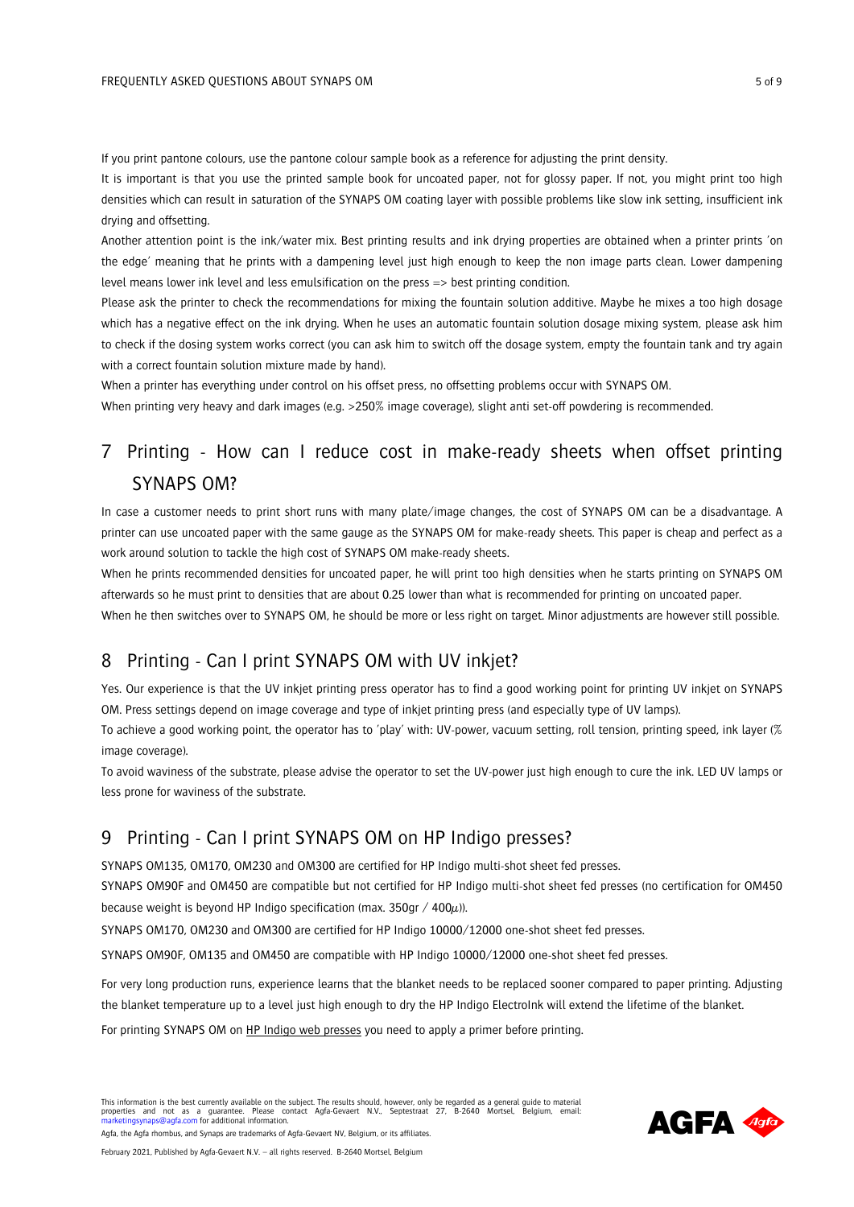If you print pantone colours, use the pantone colour sample book as a reference for adjusting the print density.

It is important is that you use the printed sample book for uncoated paper, not for glossy paper. If not, you might print too high densities which can result in saturation of the SYNAPS OM coating layer with possible problems like slow ink setting, insufficient ink drying and offsetting.

Another attention point is the ink/water mix. Best printing results and ink drying properties are obtained when a printer prints 'on the edge' meaning that he prints with a dampening level just high enough to keep the non image parts clean. Lower dampening level means lower ink level and less emulsification on the press => best printing condition.

Please ask the printer to check the recommendations for mixing the fountain solution additive. Maybe he mixes a too high dosage which has a negative effect on the ink drying. When he uses an automatic fountain solution dosage mixing system, please ask him to check if the dosing system works correct (you can ask him to switch off the dosage system, empty the fountain tank and try again with a correct fountain solution mixture made by hand).

When a printer has everything under control on his offset press, no offsetting problems occur with SYNAPS OM.

When printing very heavy and dark images (e.g. >250% image coverage), slight anti set-off powdering is recommended.

## 7 Printing - How can I reduce cost in make-ready sheets when offset printing SYNAPS OM?

In case a customer needs to print short runs with many plate/image changes, the cost of SYNAPS OM can be a disadvantage. A printer can use uncoated paper with the same gauge as the SYNAPS OM for make-ready sheets. This paper is cheap and perfect as a work around solution to tackle the high cost of SYNAPS OM make-ready sheets.

When he prints recommended densities for uncoated paper, he will print too high densities when he starts printing on SYNAPS OM afterwards so he must print to densities that are about 0.25 lower than what is recommended for printing on uncoated paper.

When he then switches over to SYNAPS OM, he should be more or less right on target. Minor adjustments are however still possible.

## 8 Printing - Can I print SYNAPS OM with UV inkjet?

Yes. Our experience is that the UV inkjet printing press operator has to find a good working point for printing UV inkjet on SYNAPS OM. Press settings depend on image coverage and type of inkjet printing press (and especially type of UV lamps).

To achieve a good working point, the operator has to 'play' with: UV-power, vacuum setting, roll tension, printing speed, ink layer (% image coverage).

To avoid waviness of the substrate, please advise the operator to set the UV-power just high enough to cure the ink. LED UV lamps or less prone for waviness of the substrate.

## 9 Printing - Can I print SYNAPS OM on HP Indigo presses?

SYNAPS OM135, OM170, OM230 and OM300 are certified for HP Indigo multi-shot sheet fed presses.

SYNAPS OM90F and OM450 are compatible but not certified for HP Indigo multi-shot sheet fed presses (no certification for OM450 because weight is beyond HP Indigo specification (max. 350gr / 400µ)).

SYNAPS OM170, OM230 and OM300 are certified for HP Indigo 10000/12000 one-shot sheet fed presses.

SYNAPS OM90F, OM135 and OM450 are compatible with HP Indigo 10000/12000 one-shot sheet fed presses.

For very long production runs, experience learns that the blanket needs to be replaced sooner compared to paper printing. Adjusting the blanket temperature up to a level just high enough to dry the HP Indigo ElectroInk will extend the lifetime of the blanket.

For printing SYNAPS OM on HP Indigo web presses you need to apply a primer before printing.

This information is the best currently available on the subject. The results should, however, only be regarded as a general guide to material properties and not as a guarantee. Please contact Agfa-Gevaert N.V., Septestraat 27, B-2640 Mortsel, Belgium, email: marketingsynaps@agfa.com for additional information.

Agfa, the Agfa rhombus, and Synaps are trademarks of Agfa-Gevaert NV, Belgium, or its affiliates.

February 2021, Published by Agfa-Gevaert N.V. – all rights reserved. B-2640 Mortsel, Belgium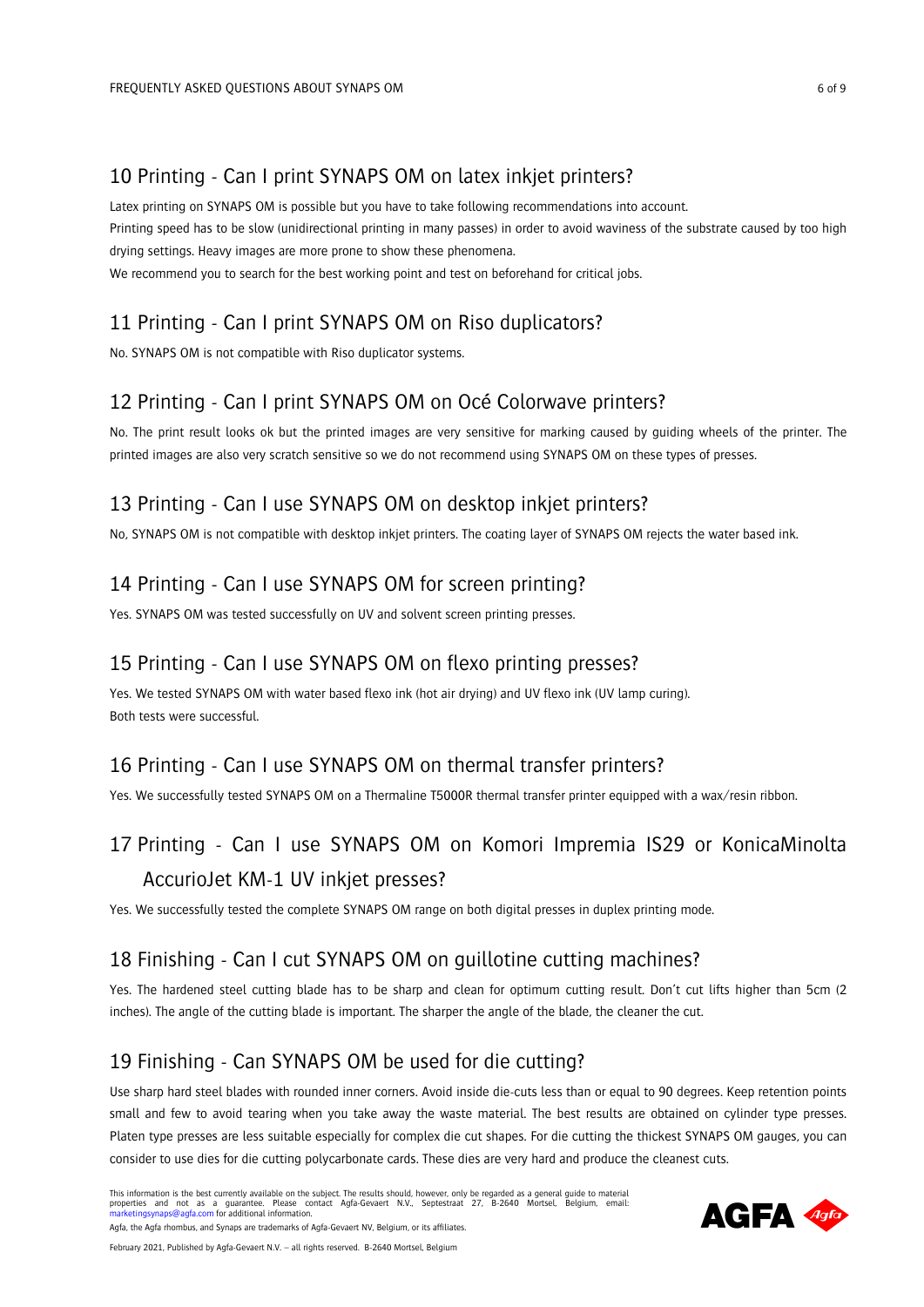## 10 Printing - Can I print SYNAPS OM on latex inkjet printers?

Latex printing on SYNAPS OM is possible but you have to take following recommendations into account.
Printing speed has to be slow (unidirectional printing in many passes) in order to avoid waviness of the substrate caused by too high drying settings. Heavy images are more prone to show these phenomena.
We recommend you to search for the best working point and test on beforehand for critical jobs.

## 11 Printing - Can I print SYNAPS OM on Riso duplicators?

No. SYNAPS OM is not compatible with Riso duplicator systems.

## 12 Printing - Can I print SYNAPS OM on Océ Colorwave printers?

No. The print result looks ok but the printed images are very sensitive for marking caused by guiding wheels of the printer. The printed images are also very scratch sensitive so we do not recommend using SYNAPS OM on these types of presses.

## 13 Printing - Can I use SYNAPS OM on desktop inkjet printers?

No, SYNAPS OM is not compatible with desktop inkjet printers. The coating layer of SYNAPS OM rejects the water based ink.

## 14 Printing - Can I use SYNAPS OM for screen printing?

Yes. SYNAPS OM was tested successfully on UV and solvent screen printing presses.

## 15 Printing - Can I use SYNAPS OM on flexo printing presses?

Yes. We tested SYNAPS OM with water based flexo ink (hot air drying) and UV flexo ink (UV lamp curing).
Both tests were successful.

## 16 Printing - Can I use SYNAPS OM on thermal transfer printers?

Yes. We successfully tested SYNAPS OM on a Thermaline T5000R thermal transfer printer equipped with a wax/resin ribbon.

## 17 Printing - Can I use SYNAPS OM on Komori Impremia IS29 or KonicaMinolta AccurioJet KM-1 UV inkjet presses?

Yes. We successfully tested the complete SYNAPS OM range on both digital presses in duplex printing mode.

## 18 Finishing - Can I cut SYNAPS OM on guillotine cutting machines?

Yes. The hardened steel cutting blade has to be sharp and clean for optimum cutting result. Don't cut lifts higher than 5cm (2 inches). The angle of the cutting blade is important. The sharper the angle of the blade, the cleaner the cut.

## 19 Finishing - Can SYNAPS OM be used for die cutting?

Use sharp hard steel blades with rounded inner corners. Avoid inside die-cuts less than or equal to 90 degrees. Keep retention points small and few to avoid tearing when you take away the waste material. The best results are obtained on cylinder type presses. Platen type presses are less suitable especially for complex die cut shapes. For die cutting the thickest SYNAPS OM gauges, you can consider to use dies for die cutting polycarbonate cards. These dies are very hard and produce the cleanest cuts.

This information is the best currently available on the subject. The results should, however, only be regarded as a general guide to material properties and not as a guarantee. Please contact Agfa-Gevaert N.V., Septestraat 27, B-2640 Mortsel, Belgium, email: marketingsynaps@agfa.com for additional information.
Agfa, the Agfa rhombus, and Synaps are trademarks of Agfa-Gevaert NV, Belgium, or its affiliates.

February 2021, Published by Agfa-Gevaert N.V. – all rights reserved. B-2640 Mortsel, Belgium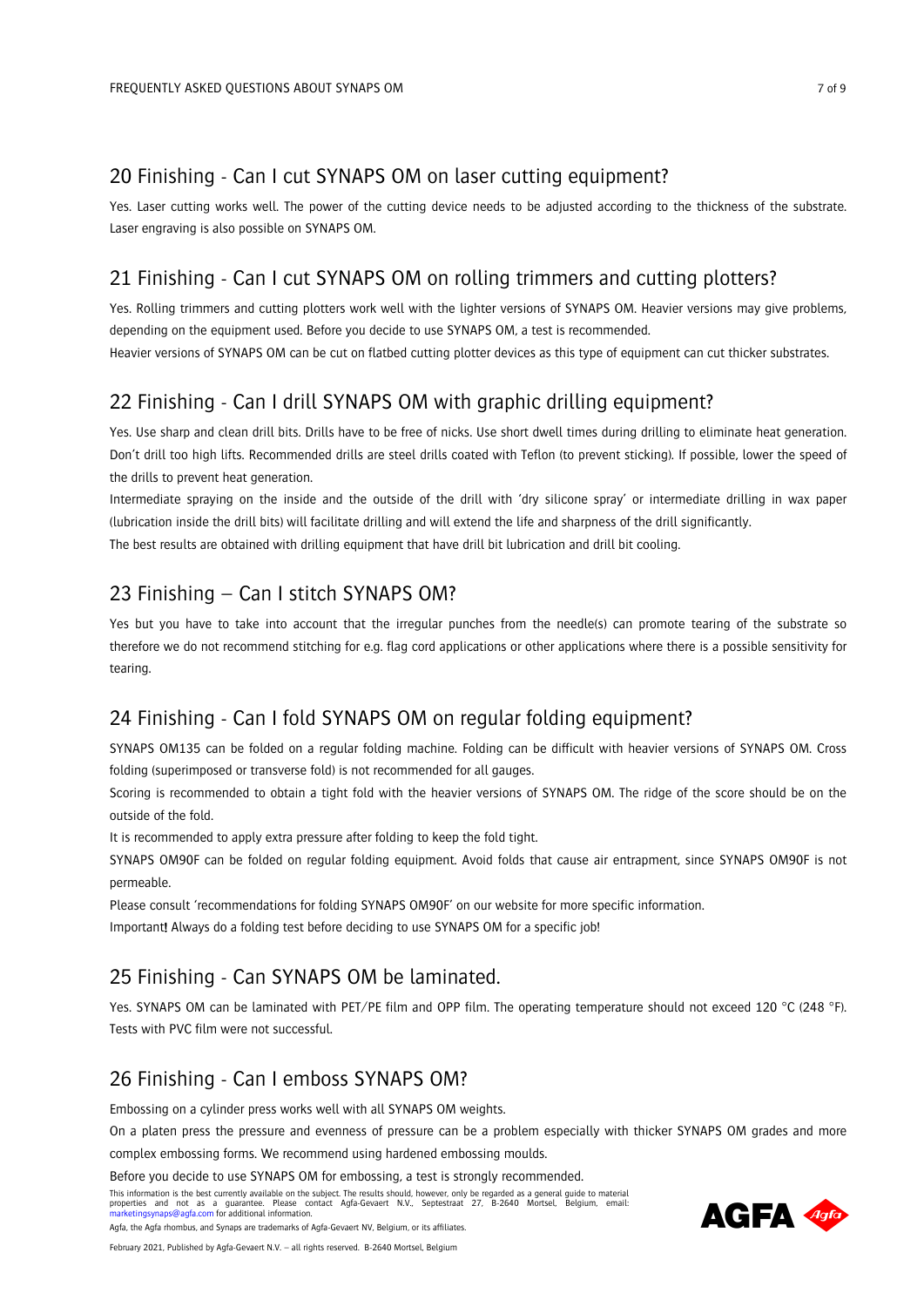## 20 Finishing - Can I cut SYNAPS OM on laser cutting equipment?

Yes. Laser cutting works well. The power of the cutting device needs to be adjusted according to the thickness of the substrate. Laser engraving is also possible on SYNAPS OM.

## 21 Finishing - Can I cut SYNAPS OM on rolling trimmers and cutting plotters?

Yes. Rolling trimmers and cutting plotters work well with the lighter versions of SYNAPS OM. Heavier versions may give problems, depending on the equipment used. Before you decide to use SYNAPS OM, a test is recommended.

Heavier versions of SYNAPS OM can be cut on flatbed cutting plotter devices as this type of equipment can cut thicker substrates.

## 22 Finishing - Can I drill SYNAPS OM with graphic drilling equipment?

Yes. Use sharp and clean drill bits. Drills have to be free of nicks. Use short dwell times during drilling to eliminate heat generation. Don't drill too high lifts. Recommended drills are steel drills coated with Teflon (to prevent sticking). If possible, lower the speed of the drills to prevent heat generation.

Intermediate spraying on the inside and the outside of the drill with 'dry silicone spray' or intermediate drilling in wax paper (lubrication inside the drill bits) will facilitate drilling and will extend the life and sharpness of the drill significantly.

The best results are obtained with drilling equipment that have drill bit lubrication and drill bit cooling.

## 23 Finishing – Can I stitch SYNAPS OM?

Yes but you have to take into account that the irregular punches from the needle(s) can promote tearing of the substrate so therefore we do not recommend stitching for e.g. flag cord applications or other applications where there is a possible sensitivity for tearing.

## 24 Finishing - Can I fold SYNAPS OM on regular folding equipment?

SYNAPS OM135 can be folded on a regular folding machine. Folding can be difficult with heavier versions of SYNAPS OM. Cross folding (superimposed or transverse fold) is not recommended for all gauges.

Scoring is recommended to obtain a tight fold with the heavier versions of SYNAPS OM. The ridge of the score should be on the outside of the fold.

It is recommended to apply extra pressure after folding to keep the fold tight.

SYNAPS OM90F can be folded on regular folding equipment. Avoid folds that cause air entrapment, since SYNAPS OM90F is not permeable.

Please consult 'recommendations for folding SYNAPS OM90F' on our website for more specific information.

Important**!** Always do a folding test before deciding to use SYNAPS OM for a specific job!

## 25 Finishing - Can SYNAPS OM be laminated.

Yes. SYNAPS OM can be laminated with PET/PE film and OPP film. The operating temperature should not exceed 120 °C (248 °F). Tests with PVC film were not successful.

## 26 Finishing - Can I emboss SYNAPS OM?

Embossing on a cylinder press works well with all SYNAPS OM weights.

On a platen press the pressure and evenness of pressure can be a problem especially with thicker SYNAPS OM grades and more complex embossing forms. We recommend using hardened embossing moulds.

Before you decide to use SYNAPS OM for embossing, a test is strongly recommended.

This information is the best currently available on the subject. The results should, however, only be regarded as a general guide to material properties and not as a guarantee. Please contact Agfa-Gevaert N.V., Septestraat 27, B-2640 Mortsel, Belgium, email: marketingsynaps@agfa.com for additional information.

Agfa, the Agfa rhombus, and Synaps are trademarks of Agfa-Gevaert NV, Belgium, or its affiliates.

February 2021, Published by Agfa-Gevaert N.V. – all rights reserved. B-2640 Mortsel, Belgium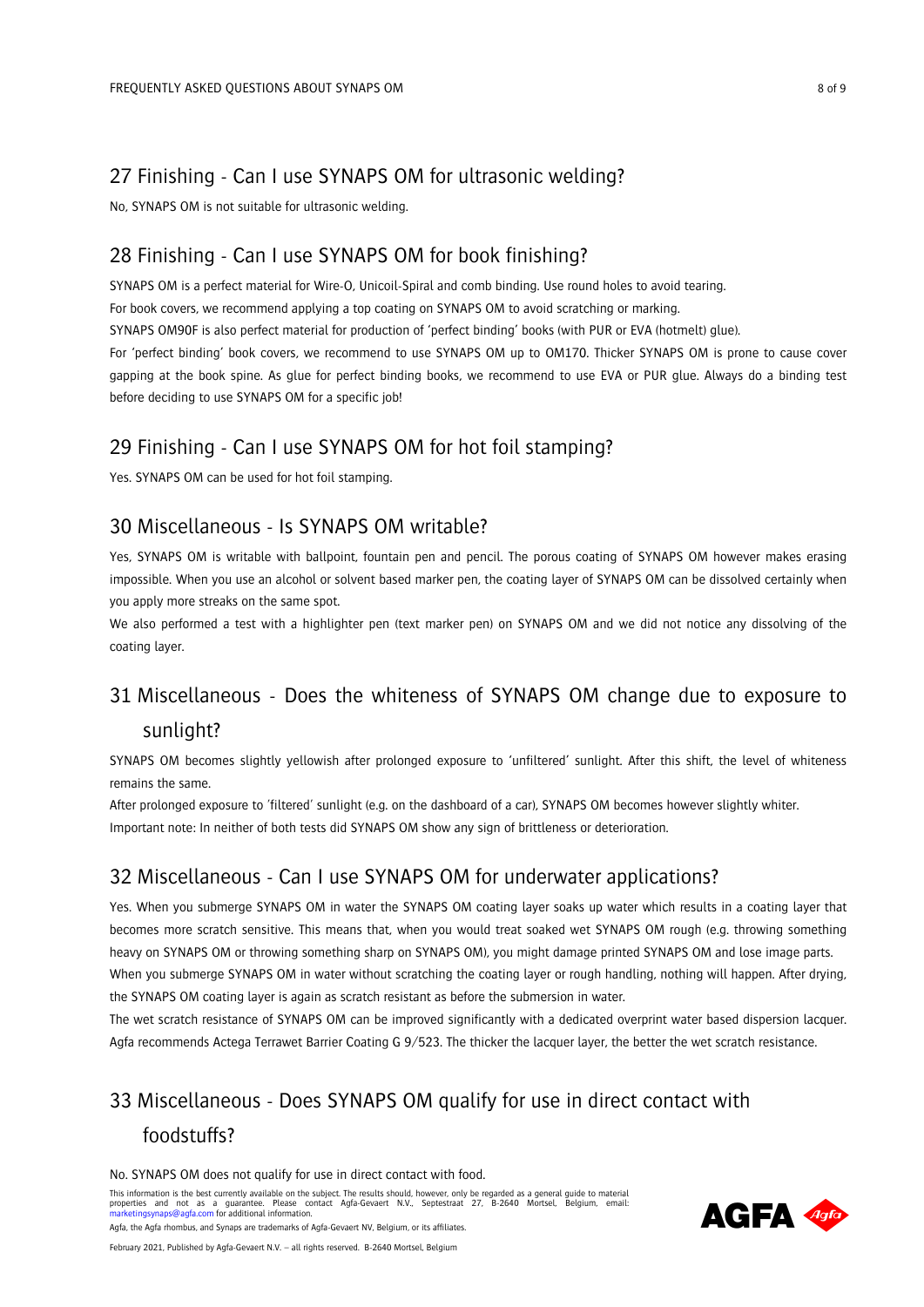## 27 Finishing - Can I use SYNAPS OM for ultrasonic welding?

No, SYNAPS OM is not suitable for ultrasonic welding.

## 28 Finishing - Can I use SYNAPS OM for book finishing?

SYNAPS OM is a perfect material for Wire-O, Unicoil-Spiral and comb binding. Use round holes to avoid tearing.

For book covers, we recommend applying a top coating on SYNAPS OM to avoid scratching or marking.

SYNAPS OM90F is also perfect material for production of 'perfect binding' books (with PUR or EVA (hotmelt) glue).

For 'perfect binding' book covers, we recommend to use SYNAPS OM up to OM170. Thicker SYNAPS OM is prone to cause cover gapping at the book spine. As glue for perfect binding books, we recommend to use EVA or PUR glue. Always do a binding test before deciding to use SYNAPS OM for a specific job!

## 29 Finishing - Can I use SYNAPS OM for hot foil stamping?

Yes. SYNAPS OM can be used for hot foil stamping.

## 30 Miscellaneous - Is SYNAPS OM writable?

Yes, SYNAPS OM is writable with ballpoint, fountain pen and pencil. The porous coating of SYNAPS OM however makes erasing impossible. When you use an alcohol or solvent based marker pen, the coating layer of SYNAPS OM can be dissolved certainly when you apply more streaks on the same spot.

We also performed a test with a highlighter pen (text marker pen) on SYNAPS OM and we did not notice any dissolving of the coating layer.

## 31 Miscellaneous - Does the whiteness of SYNAPS OM change due to exposure to sunlight?

SYNAPS OM becomes slightly yellowish after prolonged exposure to 'unfiltered' sunlight. After this shift, the level of whiteness remains the same.

After prolonged exposure to 'filtered' sunlight (e.g. on the dashboard of a car), SYNAPS OM becomes however slightly whiter.

Important note: In neither of both tests did SYNAPS OM show any sign of brittleness or deterioration.

## 32 Miscellaneous - Can I use SYNAPS OM for underwater applications?

Yes. When you submerge SYNAPS OM in water the SYNAPS OM coating layer soaks up water which results in a coating layer that becomes more scratch sensitive. This means that, when you would treat soaked wet SYNAPS OM rough (e.g. throwing something heavy on SYNAPS OM or throwing something sharp on SYNAPS OM), you might damage printed SYNAPS OM and lose image parts.

When you submerge SYNAPS OM in water without scratching the coating layer or rough handling, nothing will happen. After drying, the SYNAPS OM coating layer is again as scratch resistant as before the submersion in water.

The wet scratch resistance of SYNAPS OM can be improved significantly with a dedicated overprint water based dispersion lacquer. Agfa recommends Actega Terrawet Barrier Coating G 9/523. The thicker the lacquer layer, the better the wet scratch resistance.

## 33 Miscellaneous - Does SYNAPS OM qualify for use in direct contact with foodstuffs?

No. SYNAPS OM does not qualify for use in direct contact with food.

This information is the best currently available on the subject. The results should, however, only be regarded as a general guide to material properties and not as a guarantee. Please contact Agfa-Gevaert N.V., Septestraat 27, B-2640 Mortsel, Belgium, email: marketingsynaps@agfa.com for additional information.

Agfa, the Agfa rhombus, and Synaps are trademarks of Agfa-Gevaert NV, Belgium, or its affiliates.

February 2021, Published by Agfa-Gevaert N.V. – all rights reserved. B-2640 Mortsel, Belgium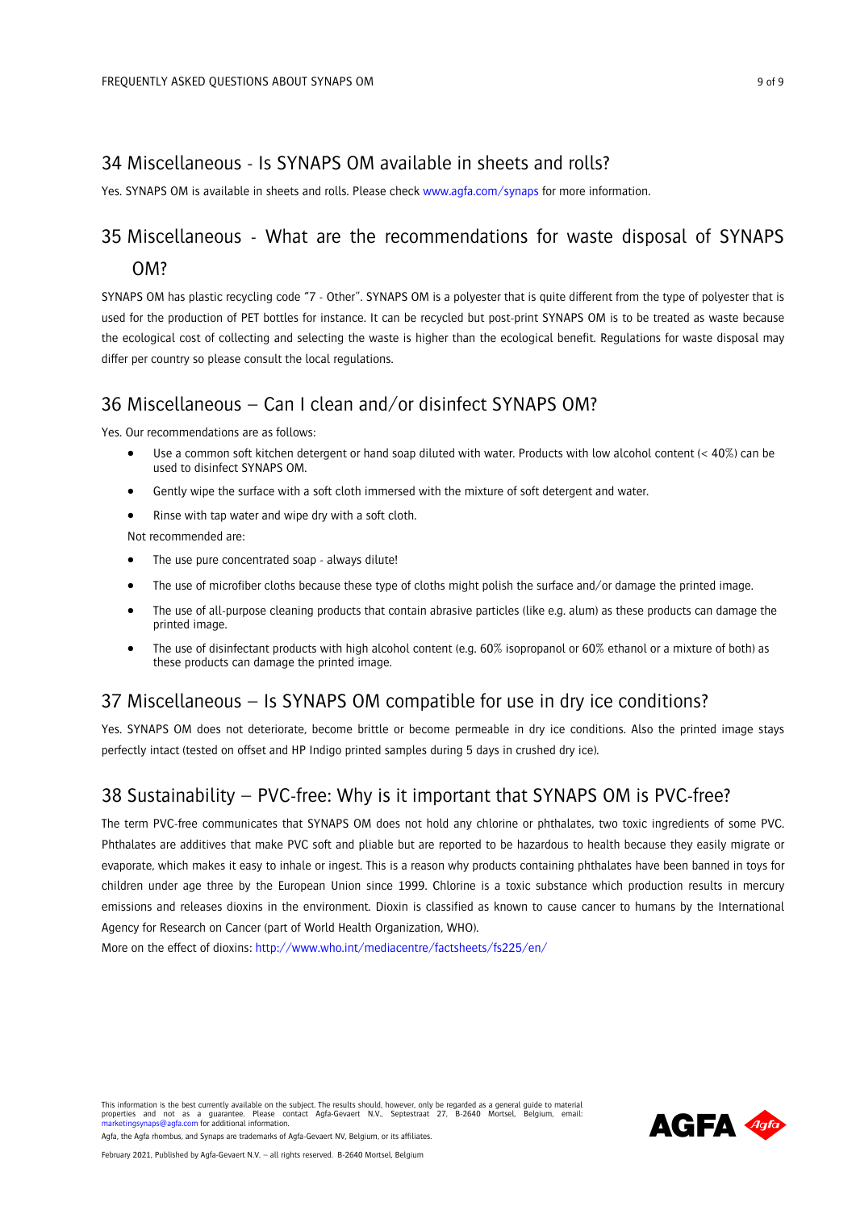## 34 Miscellaneous - Is SYNAPS OM available in sheets and rolls?

Yes. SYNAPS OM is available in sheets and rolls. Please check www.agfa.com/synaps for more information.

## 35 Miscellaneous - What are the recommendations for waste disposal of SYNAPS OM?

SYNAPS OM has plastic recycling code "7 - Other". SYNAPS OM is a polyester that is quite different from the type of polyester that is used for the production of PET bottles for instance. It can be recycled but post-print SYNAPS OM is to be treated as waste because the ecological cost of collecting and selecting the waste is higher than the ecological benefit. Regulations for waste disposal may differ per country so please consult the local regulations.

## 36 Miscellaneous – Can I clean and/or disinfect SYNAPS OM?

Yes. Our recommendations are as follows:

- Use a common soft kitchen detergent or hand soap diluted with water. Products with low alcohol content (< 40%) can be used to disinfect SYNAPS OM.
- Gently wipe the surface with a soft cloth immersed with the mixture of soft detergent and water.
- Rinse with tap water and wipe dry with a soft cloth.

Not recommended are:

- The use pure concentrated soap - always dilute!
- The use of microfiber cloths because these type of cloths might polish the surface and/or damage the printed image.
- The use of all-purpose cleaning products that contain abrasive particles (like e.g. alum) as these products can damage the printed image.
- The use of disinfectant products with high alcohol content (e.g. 60% isopropanol or 60% ethanol or a mixture of both) as these products can damage the printed image.

## 37 Miscellaneous – Is SYNAPS OM compatible for use in dry ice conditions?

Yes. SYNAPS OM does not deteriorate, become brittle or become permeable in dry ice conditions. Also the printed image stays perfectly intact (tested on offset and HP Indigo printed samples during 5 days in crushed dry ice).

## 38 Sustainability – PVC-free: Why is it important that SYNAPS OM is PVC-free?

The term PVC-free communicates that SYNAPS OM does not hold any chlorine or phthalates, two toxic ingredients of some PVC. Phthalates are additives that make PVC soft and pliable but are reported to be hazardous to health because they easily migrate or evaporate, which makes it easy to inhale or ingest. This is a reason why products containing phthalates have been banned in toys for children under age three by the European Union since 1999. Chlorine is a toxic substance which production results in mercury emissions and releases dioxins in the environment. Dioxin is classified as known to cause cancer to humans by the International Agency for Research on Cancer (part of World Health Organization, WHO).

More on the effect of dioxins: http://www.who.int/mediacentre/factsheets/fs225/en/

This information is the best currently available on the subject. The results should, however, only be regarded as a general guide to material properties and not as a guarantee. Please contact Agfa-Gevaert N.V., Septestraat 27, B-2640 Mortsel, Belgium, email: marketingsynaps@agfa.com for additional information.

Agfa, the Agfa rhombus, and Synaps are trademarks of Agfa-Gevaert NV, Belgium, or its affiliates.

February 2021, Published by Agfa-Gevaert N.V. – all rights reserved. B-2640 Mortsel, Belgium